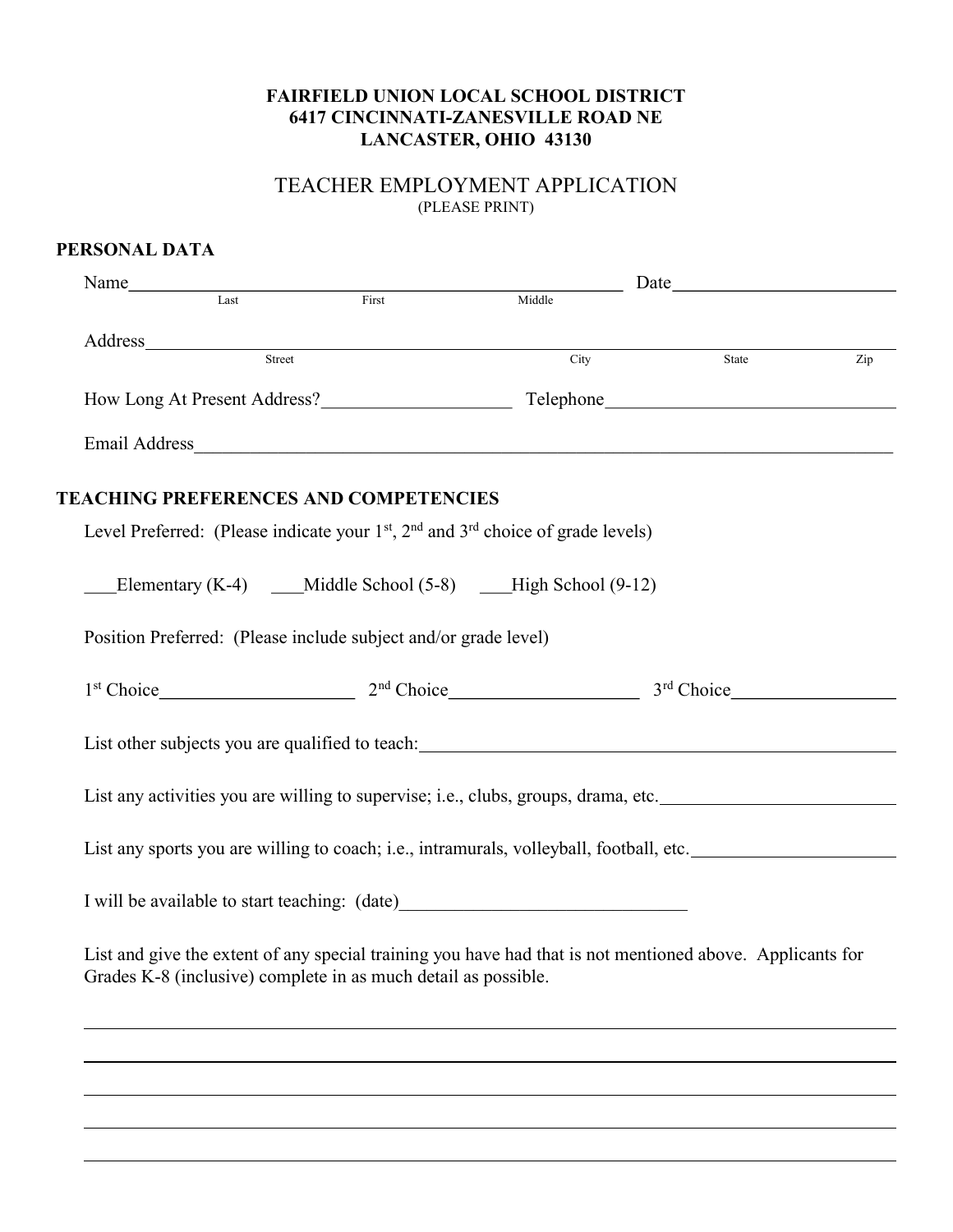**FAIRFIELD UNION LOCAL SCHOOL DISTRICT**
**6417 CINCINNATI-ZANESVILLE ROAD NE**
**LANCASTER, OHIO 43130**

# TEACHER EMPLOYMENT APPLICATION

(PLEASE PRINT)

## PERSONAL DATA

Name______________________________________________ Date____________________
Last First Middle

Address_____________________________________________________________________
Street City State Zip

How Long At Present Address?____________________ Telephone______________________________

Email Address_______________________________________________________________

## TEACHING PREFERENCES AND COMPETENCIES

Level Preferred: (Please indicate your 1st, 2nd and 3rd choice of grade levels)

___Elementary (K-4) ___Middle School (5-8) ___High School (9-12)

Position Preferred: (Please include subject and/or grade level)

1st Choice____________________ 2nd Choice____________________ 3rd Choice_________________

List other subjects you are qualified to teach:_________________________________________________

List any activities you are willing to supervise; i.e., clubs, groups, drama, etc.________________________

List any sports you are willing to coach; i.e., intramurals, volleyball, football, etc.____________________

I will be available to start teaching: (date)______________________________

List and give the extent of any special training you have had that is not mentioned above. Applicants for Grades K-8 (inclusive) complete in as much detail as possible.

_____________________________________________________________________________

_____________________________________________________________________________

_____________________________________________________________________________

_____________________________________________________________________________

_____________________________________________________________________________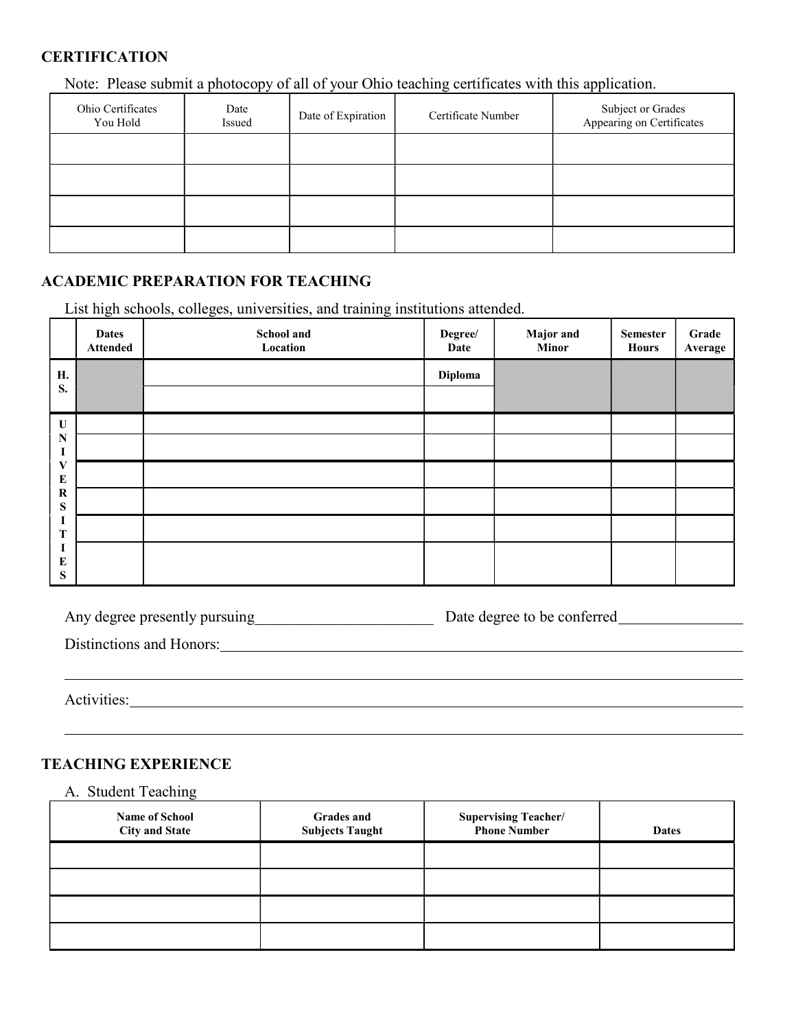## CERTIFICATION

Note: Please submit a photocopy of all of your Ohio teaching certificates with this application.

| Ohio Certificates You Hold | Date Issued | Date of Expiration | Certificate Number | Subject or Grades Appearing on Certificates |
|---|---|---|---|---|
| | | | | |
| | | | | |
| | | | | |
| | | | | |

## ACADEMIC PREPARATION FOR TEACHING

List high schools, colleges, universities, and training institutions attended.

| | Dates Attended | School and Location | Degree/ Date | Major and Minor | Semester Hours | Grade Average |
|---|---|---|---|---|---|---|
| H. S. | | | Diploma | | | |
| | | | | | | |
| UNIVERSITIES | | | | | | |
| | | | | | | |
| | | | | | | |
| | | | | | | |
| | | | | | | |
| | | | | | | |

Any degree presently pursuing________________________ Date degree to be conferred________________

Distinctions and Honors:________________________________________________________________

________________________________________________________________________________

Activities:________________________________________________________________________

________________________________________________________________________________

## TEACHING EXPERIENCE

A. Student Teaching

| Name of School City and State | Grades and Subjects Taught | Supervising Teacher/ Phone Number | Dates |
|---|---|---|---|
| | | | |
| | | | |
| | | | |
| | | | |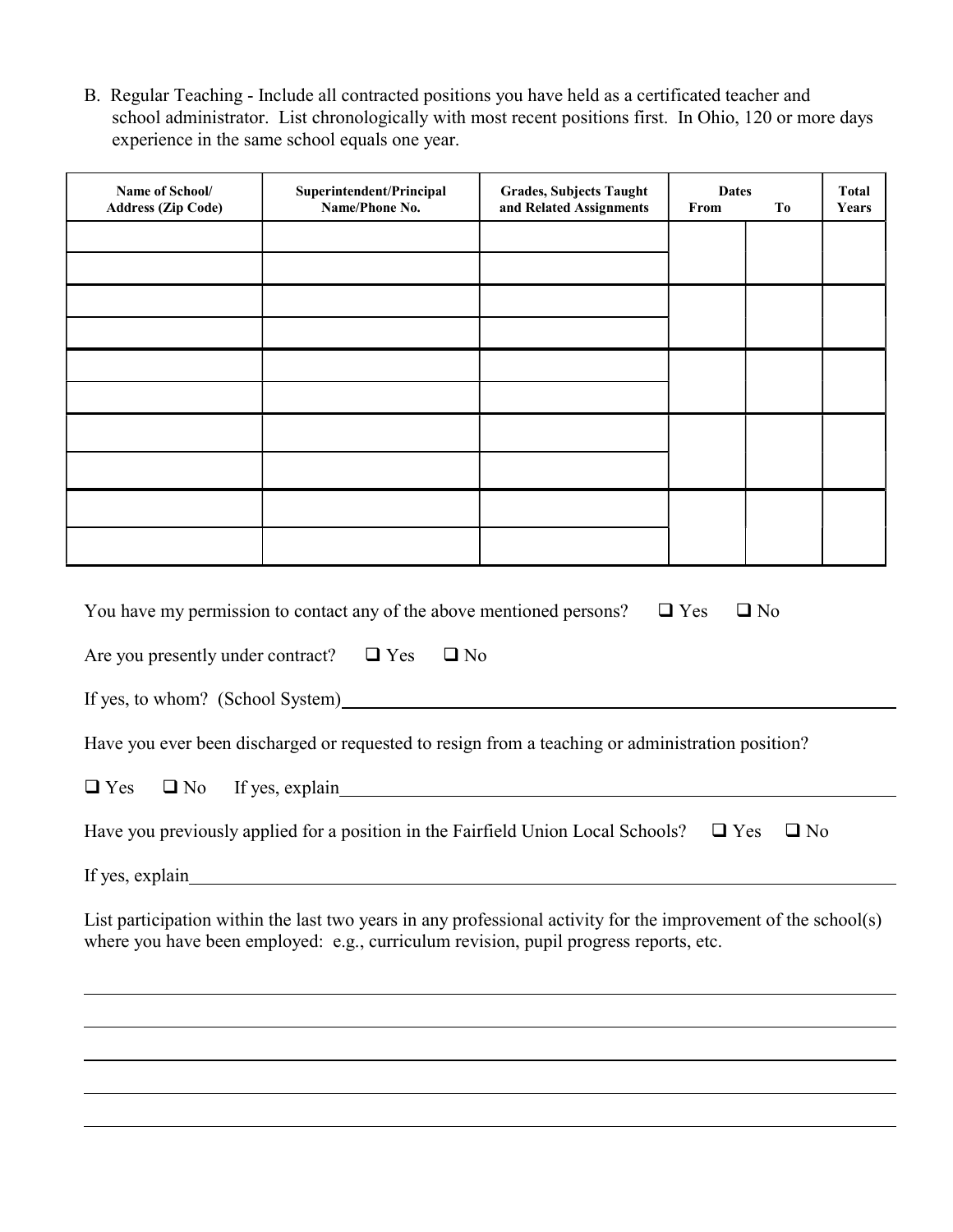B. Regular Teaching - Include all contracted positions you have held as a certificated teacher and school administrator. List chronologically with most recent positions first. In Ohio, 120 or more days experience in the same school equals one year.

| Name of School/ Address (Zip Code) | Superintendent/Principal Name/Phone No. | Grades, Subjects Taught and Related Assignments | Dates From | Dates To | Total Years |
|---|---|---|---|---|---|
| | | | | | |
| | | | | | |
| | | | | | |
| | | | | | |
| | | | | | |
| | | | | | |
| | | | | | |
| | | | | | |
| | | | | | |
| | | | | | |

You have my permission to contact any of the above mentioned persons? ❑ Yes ❑ No

Are you presently under contract? ❑ Yes ❑ No

If yes, to whom? (School System)\_\_\_\_\_\_\_\_\_\_\_\_\_\_\_\_\_\_\_\_\_\_\_\_\_\_\_\_\_\_\_\_\_\_\_\_\_\_\_\_

Have you ever been discharged or requested to resign from a teaching or administration position?

❑ Yes ❑ No If yes, explain\_\_\_\_\_\_\_\_\_\_\_\_\_\_\_\_\_\_\_\_\_\_\_\_\_\_\_\_\_\_\_\_\_\_\_\_\_\_\_\_

Have you previously applied for a position in the Fairfield Union Local Schools? ❑ Yes ❑ No

If yes, explain\_\_\_\_\_\_\_\_\_\_\_\_\_\_\_\_\_\_\_\_\_\_\_\_\_\_\_\_\_\_\_\_\_\_\_\_\_\_\_\_\_\_\_\_\_\_\_\_\_\_

List participation within the last two years in any professional activity for the improvement of the school(s) where you have been employed: e.g., curriculum revision, pupil progress reports, etc.

\_\_\_\_\_\_\_\_\_\_\_\_\_\_\_\_\_\_\_\_\_\_\_\_\_\_\_\_\_\_\_\_\_\_\_\_\_\_\_\_\_\_\_\_\_\_\_\_\_\_\_\_\_\_\_\_\_\_\_\_\_\_\_\_

\_\_\_\_\_\_\_\_\_\_\_\_\_\_\_\_\_\_\_\_\_\_\_\_\_\_\_\_\_\_\_\_\_\_\_\_\_\_\_\_\_\_\_\_\_\_\_\_\_\_\_\_\_\_\_\_\_\_\_\_\_\_\_\_

\_\_\_\_\_\_\_\_\_\_\_\_\_\_\_\_\_\_\_\_\_\_\_\_\_\_\_\_\_\_\_\_\_\_\_\_\_\_\_\_\_\_\_\_\_\_\_\_\_\_\_\_\_\_\_\_\_\_\_\_\_\_\_\_

\_\_\_\_\_\_\_\_\_\_\_\_\_\_\_\_\_\_\_\_\_\_\_\_\_\_\_\_\_\_\_\_\_\_\_\_\_\_\_\_\_\_\_\_\_\_\_\_\_\_\_\_\_\_\_\_\_\_\_\_\_\_\_\_

\_\_\_\_\_\_\_\_\_\_\_\_\_\_\_\_\_\_\_\_\_\_\_\_\_\_\_\_\_\_\_\_\_\_\_\_\_\_\_\_\_\_\_\_\_\_\_\_\_\_\_\_\_\_\_\_\_\_\_\_\_\_\_\_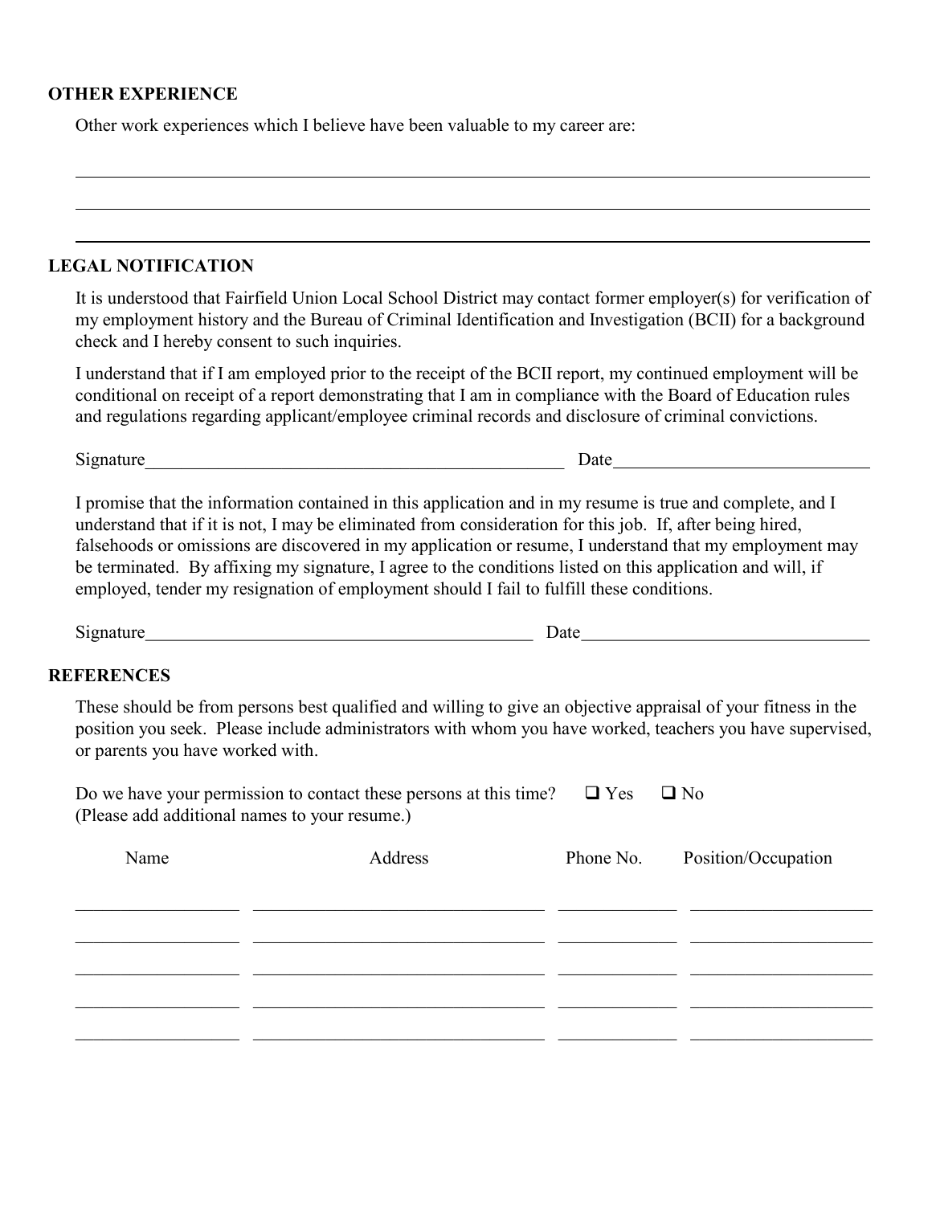**OTHER EXPERIENCE**

Other work experiences which I believe have been valuable to my career are:

\_\_\_\_\_\_\_\_\_\_\_\_\_\_\_\_\_\_\_\_\_\_\_\_\_\_\_\_\_\_\_\_\_\_\_\_\_\_\_\_\_\_\_\_\_\_\_\_\_\_\_\_\_\_\_\_\_\_\_\_\_\_\_\_\_\_\_\_\_\_\_\_\_\_\_\_\_\_

\_\_\_\_\_\_\_\_\_\_\_\_\_\_\_\_\_\_\_\_\_\_\_\_\_\_\_\_\_\_\_\_\_\_\_\_\_\_\_\_\_\_\_\_\_\_\_\_\_\_\_\_\_\_\_\_\_\_\_\_\_\_\_\_\_\_\_\_\_\_\_\_\_\_\_\_\_\_

\_\_\_\_\_\_\_\_\_\_\_\_\_\_\_\_\_\_\_\_\_\_\_\_\_\_\_\_\_\_\_\_\_\_\_\_\_\_\_\_\_\_\_\_\_\_\_\_\_\_\_\_\_\_\_\_\_\_\_\_\_\_\_\_\_\_\_\_\_\_\_\_\_\_\_\_\_\_

**LEGAL NOTIFICATION**

It is understood that Fairfield Union Local School District may contact former employer(s) for verification of my employment history and the Bureau of Criminal Identification and Investigation (BCII) for a background check and I hereby consent to such inquiries.

I understand that if I am employed prior to the receipt of the BCII report, my continued employment will be conditional on receipt of a report demonstrating that I am in compliance with the Board of Education rules and regulations regarding applicant/employee criminal records and disclosure of criminal convictions.

Signature\_\_\_\_\_\_\_\_\_\_\_\_\_\_\_\_\_\_\_\_\_\_\_\_\_\_\_\_\_\_\_\_\_\_\_\_\_\_\_\_\_\_\_\_\_\_ Date\_\_\_\_\_\_\_\_\_\_\_\_\_\_\_\_\_\_\_\_\_\_\_\_\_\_\_\_

I promise that the information contained in this application and in my resume is true and complete, and I understand that if it is not, I may be eliminated from consideration for this job. If, after being hired, falsehoods or omissions are discovered in my application or resume, I understand that my employment may be terminated. By affixing my signature, I agree to the conditions listed on this application and will, if employed, tender my resignation of employment should I fail to fulfill these conditions.

Signature\_\_\_\_\_\_\_\_\_\_\_\_\_\_\_\_\_\_\_\_\_\_\_\_\_\_\_\_\_\_\_\_\_\_\_\_\_\_\_\_\_\_\_\_ Date\_\_\_\_\_\_\_\_\_\_\_\_\_\_\_\_\_\_\_\_\_\_\_\_\_\_\_\_\_\_\_\_

**REFERENCES**

These should be from persons best qualified and willing to give an objective appraisal of your fitness in the position you seek. Please include administrators with whom you have worked, teachers you have supervised, or parents you have worked with.

Do we have your permission to contact these persons at this time? ❑ Yes ❑ No
(Please add additional names to your resume.)

| Name | Address | Phone No. | Position/Occupation |
| --- | --- | --- | --- |
| | | | |
| | | | |
| | | | |
| | | | |
| | | | |